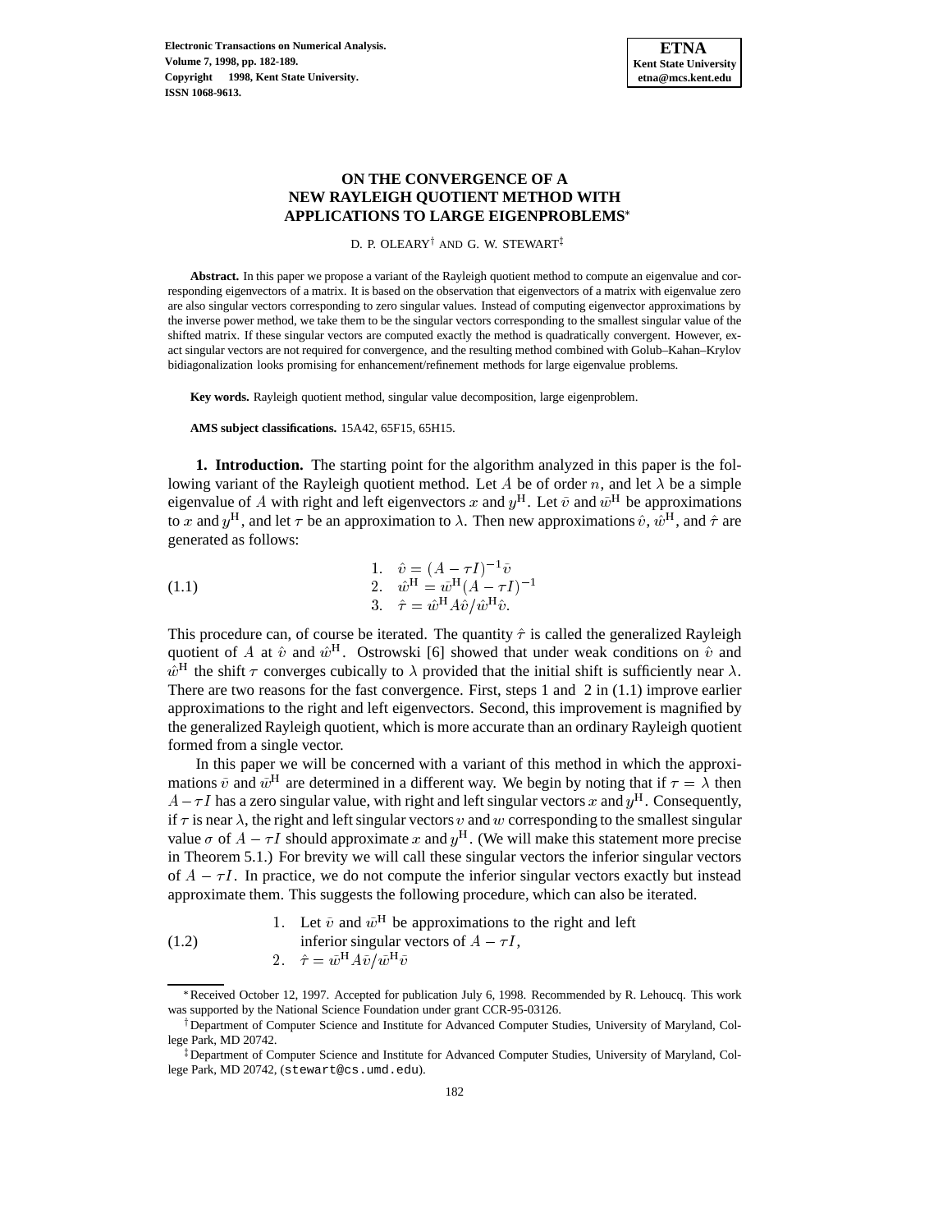# ON THE CONVERGENCE OF A NEW RAYLEIGH QUOTIENT METHOD WITH APPLICATIONS TO LARGE EIGENPROBLEMS*

D. P. OLEARY[†] AND G. W. STEWART[‡]

**Abstract.** In this paper we propose a variant of the Rayleigh quotient method to compute an eigenvalue and corresponding eigenvectors of a matrix. It is based on the observation that eigenvectors of a matrix with eigenvalue zero are also singular vectors corresponding to zero singular values. Instead of computing eigenvector approximations by the inverse power method, we take them to be the singular vectors corresponding to the smallest singular value of the shifted matrix. If these singular vectors are computed exactly the method is quadratically convergent. However, exact singular vectors are not required for convergence, and the resulting method combined with Golub–Kahan–Krylov bidiagonalization looks promising for enhancement/refinement methods for large eigenvalue problems.

**Key words.** Rayleigh quotient method, singular value decomposition, large eigenproblem.

**AMS subject classifications.** 15A42, 65F15, 65H15.

**1. Introduction.** The starting point for the algorithm analyzed in this paper is the following variant of the Rayleigh quotient method. Let $A$ be of order $n$, and let $\lambda$ be a simple eigenvalue of $A$ with right and left eigenvectors $x$ and $y^{\mathrm{H}}$. Let $\bar{v}$ and $\bar{w}^{\mathrm{H}}$ be approximations to $x$ and $y^{\mathrm{H}}$, and let $\tau$ be an approximation to $\lambda$. Then new approximations $\hat{v}$, $\hat{w}^{\mathrm{H}}$, and $\hat{\tau}$ are generated as follows:

$$
\begin{aligned}
&1.\quad \hat{v} = (A-\tau I)^{-1}\bar{v}\\
&2.\quad \hat{w}^{\mathrm{H}} = \bar{w}^{\mathrm{H}}(A-\tau I)^{-1}\\
&3.\quad \hat{\tau} = \hat{w}^{\mathrm{H}}A\hat{v}/\hat{w}^{\mathrm{H}}\hat{v}.
\end{aligned}
\tag{1.1}
$$

This procedure can, of course be iterated. The quantity $\hat{\tau}$ is called the generalized Rayleigh quotient of $A$ at $\hat{v}$ and $\hat{w}^{\mathrm{H}}$. Ostrowski [6] showed that under weak conditions on $\hat{v}$ and $\hat{w}^{\mathrm{H}}$ the shift $\tau$ converges cubically to $\lambda$ provided that the initial shift is sufficiently near $\lambda$. There are two reasons for the fast convergence. First, steps 1 and 2 in (1.1) improve earlier approximations to the right and left eigenvectors. Second, this improvement is magnified by the generalized Rayleigh quotient, which is more accurate than an ordinary Rayleigh quotient formed from a single vector.

In this paper we will be concerned with a variant of this method in which the approximations $\bar{v}$ and $\bar{w}^{\mathrm{H}}$ are determined in a different way. We begin by noting that if $\tau = \lambda$ then $A-\tau I$ has a zero singular value, with right and left singular vectors $x$ and $y^{\mathrm{H}}$. Consequently, if $\tau$ is near $\lambda$, the right and left singular vectors $v$ and $w$ corresponding to the smallest singular value $\sigma$ of $A-\tau I$ should approximate $x$ and $y^{\mathrm{H}}$. (We will make this statement more precise in Theorem 5.1.) For brevity we will call these singular vectors the inferior singular vectors of $A-\tau I$. In practice, we do not compute the inferior singular vectors exactly but instead approximate them. This suggests the following procedure, which can also be iterated.

$$
\begin{aligned}
&1.\quad \text{Let } \bar{v} \text{ and } \bar{w}^{\mathrm{H}} \text{ be approximations to the right and left}\\
&\qquad \text{inferior singular vectors of } A-\tau I,\\
&2.\quad \hat{\tau} = \bar{w}^{\mathrm{H}}A\bar{v}/\bar{w}^{\mathrm{H}}\bar{v}
\end{aligned}
\tag{1.2}
$$

---

*Received October 12, 1997. Accepted for publication July 6, 1998. Recommended by R. Lehoucq. This work was supported by the National Science Foundation under grant CCR-95-03126.

[†]Department of Computer Science and Institute for Advanced Computer Studies, University of Maryland, College Park, MD 20742.

[‡]Department of Computer Science and Institute for Advanced Computer Studies, University of Maryland, College Park, MD 20742, (stewart@cs.umd.edu).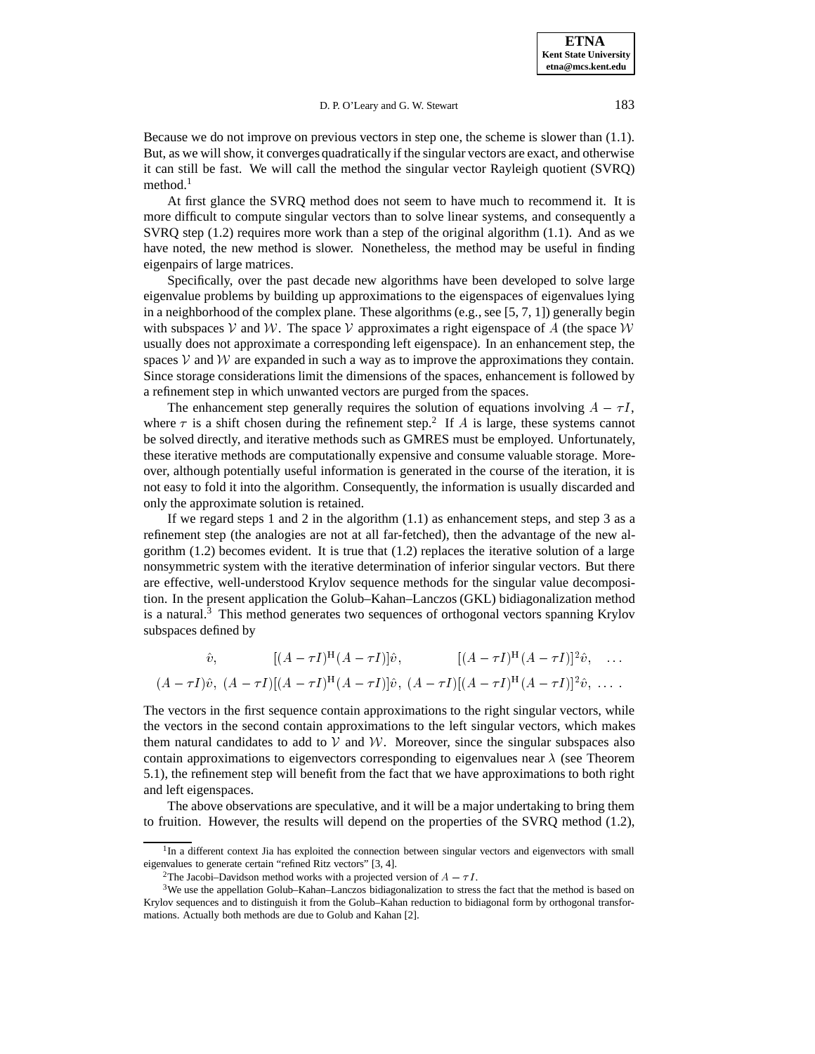Because we do not improve on previous vectors in step one, the scheme is slower than (1.1). But, as we will show, it converges quadratically if the singular vectors are exact, and otherwise it can still be fast. We will call the method the singular vector Rayleigh quotient (SVRQ) method.[1]

At first glance the SVRQ method does not seem to have much to recommend it. It is more difficult to compute singular vectors than to solve linear systems, and consequently a SVRQ step (1.2) requires more work than a step of the original algorithm (1.1). And as we have noted, the new method is slower. Nonetheless, the method may be useful in finding eigenpairs of large matrices.

Specifically, over the past decade new algorithms have been developed to solve large eigenvalue problems by building up approximations to the eigenspaces of eigenvalues lying in a neighborhood of the complex plane. These algorithms (e.g., see [5, 7, 1]) generally begin with subspaces $\mathcal{V}$ and $\mathcal{W}$. The space $\mathcal{V}$ approximates a right eigenspace of $A$ (the space $\mathcal{W}$ usually does not approximate a corresponding left eigenspace). In an enhancement step, the spaces $\mathcal{V}$ and $\mathcal{W}$ are expanded in such a way as to improve the approximations they contain. Since storage considerations limit the dimensions of the spaces, enhancement is followed by a refinement step in which unwanted vectors are purged from the spaces.

The enhancement step generally requires the solution of equations involving $A - \tau I$, where $\tau$ is a shift chosen during the refinement step.[2] If $A$ is large, these systems cannot be solved directly, and iterative methods such as GMRES must be employed. Unfortunately, these iterative methods are computationally expensive and consume valuable storage. Moreover, although potentially useful information is generated in the course of the iteration, it is not easy to fold it into the algorithm. Consequently, the information is usually discarded and only the approximate solution is retained.

If we regard steps 1 and 2 in the algorithm (1.1) as enhancement steps, and step 3 as a refinement step (the analogies are not at all far-fetched), then the advantage of the new algorithm (1.2) becomes evident. It is true that (1.2) replaces the iterative solution of a large nonsymmetric system with the iterative determination of inferior singular vectors. But there are effective, well-understood Krylov sequence methods for the singular value decomposition. In the present application the Golub–Kahan–Lanczos (GKL) bidiagonalization method is a natural.[3] This method generates two sequences of orthogonal vectors spanning Krylov subspaces defined by

$$
\begin{array}{cccc}
\hat{v}, & [(A-\tau I)^{\mathrm{H}}(A-\tau I)]\hat{v}, & [(A-\tau I)^{\mathrm{H}}(A-\tau I)]^2\hat{v}, & \ldots \\
(A-\tau I)\hat{v}, & (A-\tau I)[(A-\tau I)^{\mathrm{H}}(A-\tau I)]\hat{v}, & (A-\tau I)[(A-\tau I)^{\mathrm{H}}(A-\tau I)]^2\hat{v}, & \ldots .
\end{array}
$$

The vectors in the first sequence contain approximations to the right singular vectors, while the vectors in the second contain approximations to the left singular vectors, which makes them natural candidates to add to $\mathcal{V}$ and $\mathcal{W}$. Moreover, since the singular subspaces also contain approximations to eigenvectors corresponding to eigenvalues near $\lambda$ (see Theorem 5.1), the refinement step will benefit from the fact that we have approximations to both right and left eigenspaces.

The above observations are speculative, and it will be a major undertaking to bring them to fruition. However, the results will depend on the properties of the SVRQ method (1.2),

---

[1] In a different context Jia has exploited the connection between singular vectors and eigenvectors with small eigenvalues to generate certain "refined Ritz vectors" [3, 4].

[2] The Jacobi–Davidson method works with a projected version of $A - \tau I$.

[3] We use the appellation Golub–Kahan–Lanczos bidiagonalization to stress the fact that the method is based on Krylov sequences and to distinguish it from the Golub–Kahan reduction to bidiagonal form by orthogonal transformations. Actually both methods are due to Golub and Kahan [2].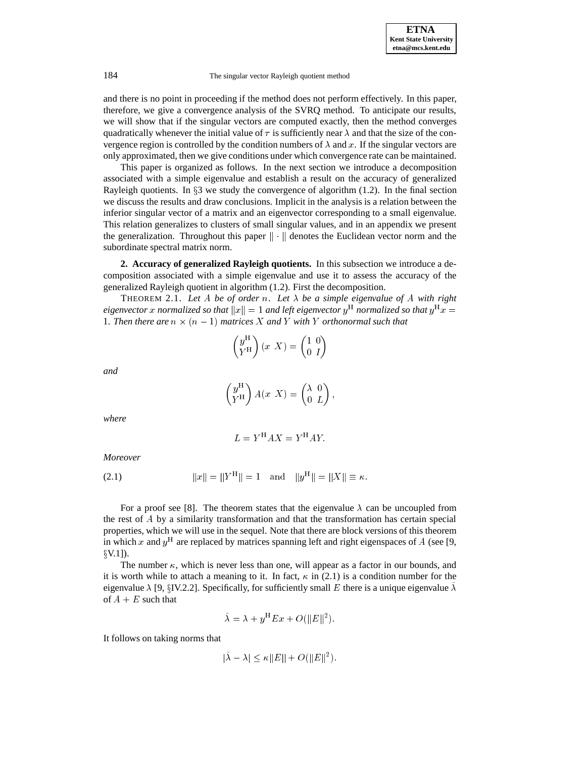and there is no point in proceeding if the method does not perform effectively. In this paper, therefore, we give a convergence analysis of the SVRQ method. To anticipate our results, we will show that if the singular vectors are computed exactly, then the method converges quadratically whenever the initial value of $\tau$ is sufficiently near $\lambda$ and that the size of the convergence region is controlled by the condition numbers of $\lambda$ and $x$. If the singular vectors are only approximated, then we give conditions under which convergence rate can be maintained.

This paper is organized as follows. In the next section we introduce a decomposition associated with a simple eigenvalue and establish a result on the accuracy of generalized Rayleigh quotients. In §3 we study the convergence of algorithm (1.2). In the final section we discuss the results and draw conclusions. Implicit in the analysis is a relation between the inferior singular vector of a matrix and an eigenvector corresponding to a small eigenvalue. This relation generalizes to clusters of small singular values, and in an appendix we present the generalization. Throughout this paper $\|\cdot\|$ denotes the Euclidean vector norm and the subordinate spectral matrix norm.

## 2. Accuracy of generalized Rayleigh quotients.

In this subsection we introduce a decomposition associated with a simple eigenvalue and use it to assess the accuracy of the generalized Rayleigh quotient in algorithm (1.2). First the decomposition.

THEOREM 2.1. *Let $A$ be of order $n$. Let $\lambda$ be a simple eigenvalue of $A$ with right eigenvector $x$ normalized so that $\|x\| = 1$ and left eigenvector $y^{\mathrm{H}}$ normalized so that $y^{\mathrm{H}}x = 1$. Then there are $n \times (n-1)$ matrices $X$ and $Y$ with $Y$ orthonormal such that*

$$\begin{pmatrix} y^{\mathrm{H}} \\ Y^{\mathrm{H}} \end{pmatrix} (x \;\; X) = \begin{pmatrix} 1 & 0 \\ 0 & I \end{pmatrix}$$

*and*

$$\begin{pmatrix} y^{\mathrm{H}} \\ Y^{\mathrm{H}} \end{pmatrix} A (x \;\; X) = \begin{pmatrix} \lambda & 0 \\ 0 & L \end{pmatrix},$$

*where*

$$L = Y^{\mathrm{H}}AX = Y^{\mathrm{H}}AY.$$

*Moreover*

$$\|x\| = \|Y^{\mathrm{H}}\| = 1 \quad \text{and} \quad \|y^{\mathrm{H}}\| = \|X\| \equiv \kappa. \tag{2.1}$$

For a proof see [8]. The theorem states that the eigenvalue $\lambda$ can be uncoupled from the rest of $A$ by a similarity transformation and that the transformation has certain special properties, which we will use in the sequel. Note that there are block versions of this theorem in which $x$ and $y^{\mathrm{H}}$ are replaced by matrices spanning left and right eigenspaces of $A$ (see [9, §V.1]).

The number $\kappa$, which is never less than one, will appear as a factor in our bounds, and it is worth while to attach a meaning to it. In fact, $\kappa$ in (2.1) is a condition number for the eigenvalue $\lambda$ [9, §IV.2.2]. Specifically, for sufficiently small $E$ there is a unique eigenvalue $\tilde{\lambda}$ of $A + E$ such that

$$\tilde{\lambda} = \lambda + y^{\mathrm{H}}Ex + O(\|E\|^2).$$

It follows on taking norms that

$$|\tilde{\lambda} - \lambda| \le \kappa\|E\| + O(\|E\|^2).$$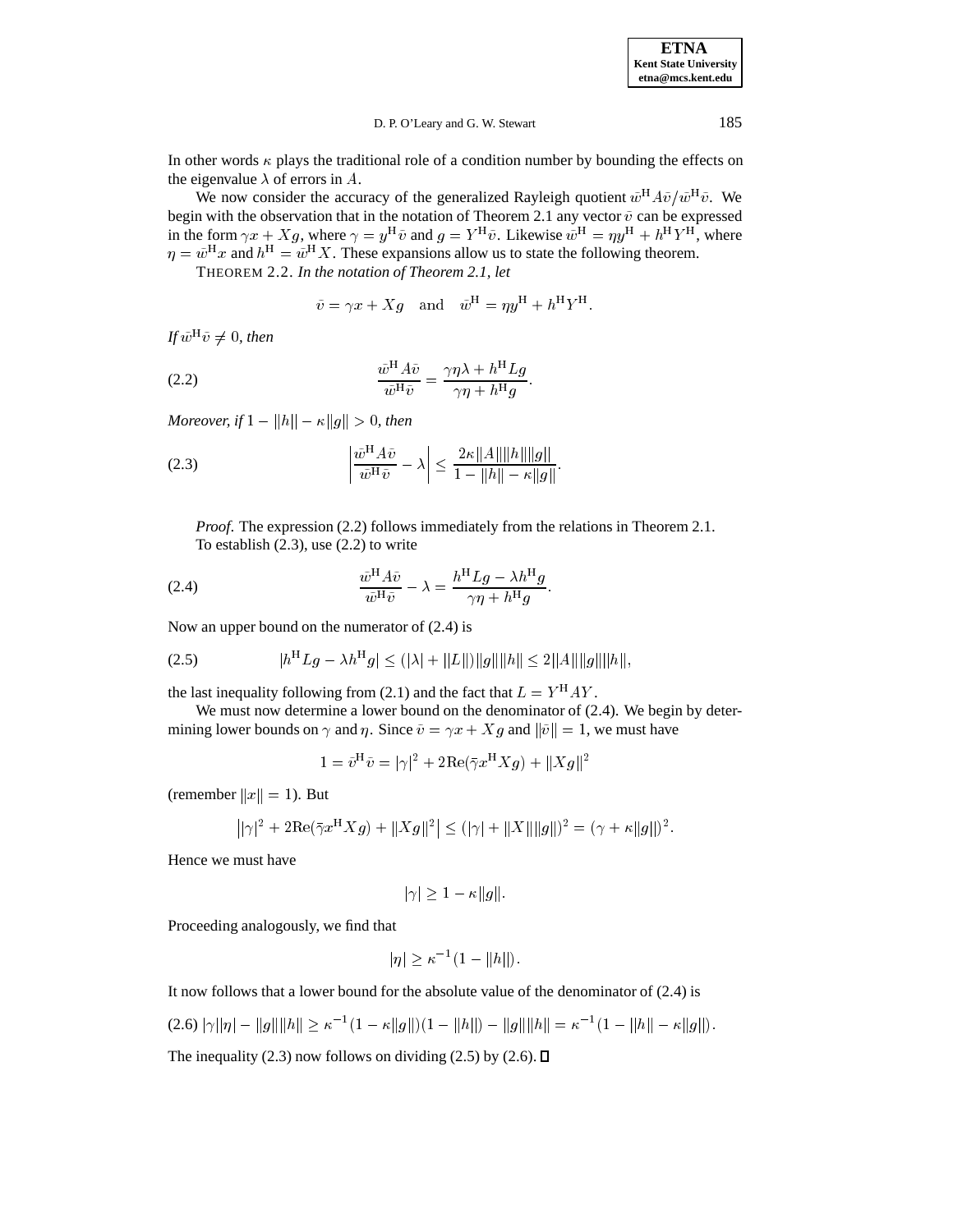In other words $\kappa$ plays the traditional role of a condition number by bounding the effects on the eigenvalue $\lambda$ of errors in $A$.

We now consider the accuracy of the generalized Rayleigh quotient $\bar{w}^{\mathrm{H}}A\bar{v}/\bar{w}^{\mathrm{H}}\bar{v}$. We begin with the observation that in the notation of Theorem 2.1 any vector $\bar{v}$ can be expressed in the form $\gamma x + Xg$, where $\gamma = y^{\mathrm{H}}\bar{v}$ and $g = Y^{\mathrm{H}}\bar{v}$. Likewise $\bar{w}^{\mathrm{H}} = \eta y^{\mathrm{H}} + h^{\mathrm{H}}Y^{\mathrm{H}}$, where $\eta = \bar{w}^{\mathrm{H}}x$ and $h^{\mathrm{H}} = \bar{w}^{\mathrm{H}}X$. These expansions allow us to state the following theorem.

THEOREM 2.2. *In the notation of Theorem 2.1, let*

$$\bar{v} = \gamma x + Xg \quad \text{and} \quad \bar{w}^{\mathrm{H}} = \eta y^{\mathrm{H}} + h^{\mathrm{H}}Y^{\mathrm{H}}.$$

*If* $\bar{w}^{\mathrm{H}}\bar{v} \neq 0$, *then*

$$\frac{\bar{w}^{\mathrm{H}}A\bar{v}}{\bar{w}^{\mathrm{H}}\bar{v}} = \frac{\gamma\eta\lambda + h^{\mathrm{H}}Lg}{\gamma\eta + h^{\mathrm{H}}g}. \tag{2.2}$$

*Moreover, if* $1 - \|h\| - \kappa\|g\| > 0$, *then*

$$\left|\frac{\bar{w}^{\mathrm{H}}A\bar{v}}{\bar{w}^{\mathrm{H}}\bar{v}} - \lambda\right| \leq \frac{2\kappa\|A\|\|h\|\|g\|}{1 - \|h\| - \kappa\|g\|}. \tag{2.3}$$

*Proof.* The expression (2.2) follows immediately from the relations in Theorem 2.1.

To establish (2.3), use (2.2) to write

$$\frac{\bar{w}^{\mathrm{H}}A\bar{v}}{\bar{w}^{\mathrm{H}}\bar{v}} - \lambda = \frac{h^{\mathrm{H}}Lg - \lambda h^{\mathrm{H}}g}{\gamma\eta + h^{\mathrm{H}}g}. \tag{2.4}$$

Now an upper bound on the numerator of (2.4) is

$$|h^{\mathrm{H}}Lg - \lambda h^{\mathrm{H}}g| \leq (|\lambda| + \|L\|)\|g\|\|h\| \leq 2\|A\|\|g\|\|h\|, \tag{2.5}$$

the last inequality following from (2.1) and the fact that $L = Y^{\mathrm{H}}AY$.

We must now determine a lower bound on the denominator of (2.4). We begin by determining lower bounds on $\gamma$ and $\eta$. Since $\bar{v} = \gamma x + Xg$ and $\|\bar{v}\| = 1$, we must have

$$1 = \bar{v}^{\mathrm{H}}\bar{v} = |\gamma|^2 + 2\mathrm{Re}(\bar{\gamma}x^{\mathrm{H}}Xg) + \|Xg\|^2$$

(remember $\|x\| = 1$). But

$$\left||\gamma|^2 + 2\mathrm{Re}(\bar{\gamma}x^{\mathrm{H}}Xg) + \|Xg\|^2\right| \leq (|\gamma| + \|X\|\|g\|)^2 = (\gamma + \kappa\|g\|)^2.$$

Hence we must have

$$|\gamma| \geq 1 - \kappa\|g\|.$$

Proceeding analogously, we find that

$$|\eta| \geq \kappa^{-1}(1 - \|h\|).$$

It now follows that a lower bound for the absolute value of the denominator of (2.4) is

$$|\gamma||\eta| - \|g\|\|h\| \geq \kappa^{-1}(1 - \kappa\|g\|)(1 - \|h\|) - \|g\|\|h\| = \kappa^{-1}(1 - \|h\| - \kappa\|g\|). \tag{2.6}$$

The inequality (2.3) now follows on dividing (2.5) by (2.6). $\square$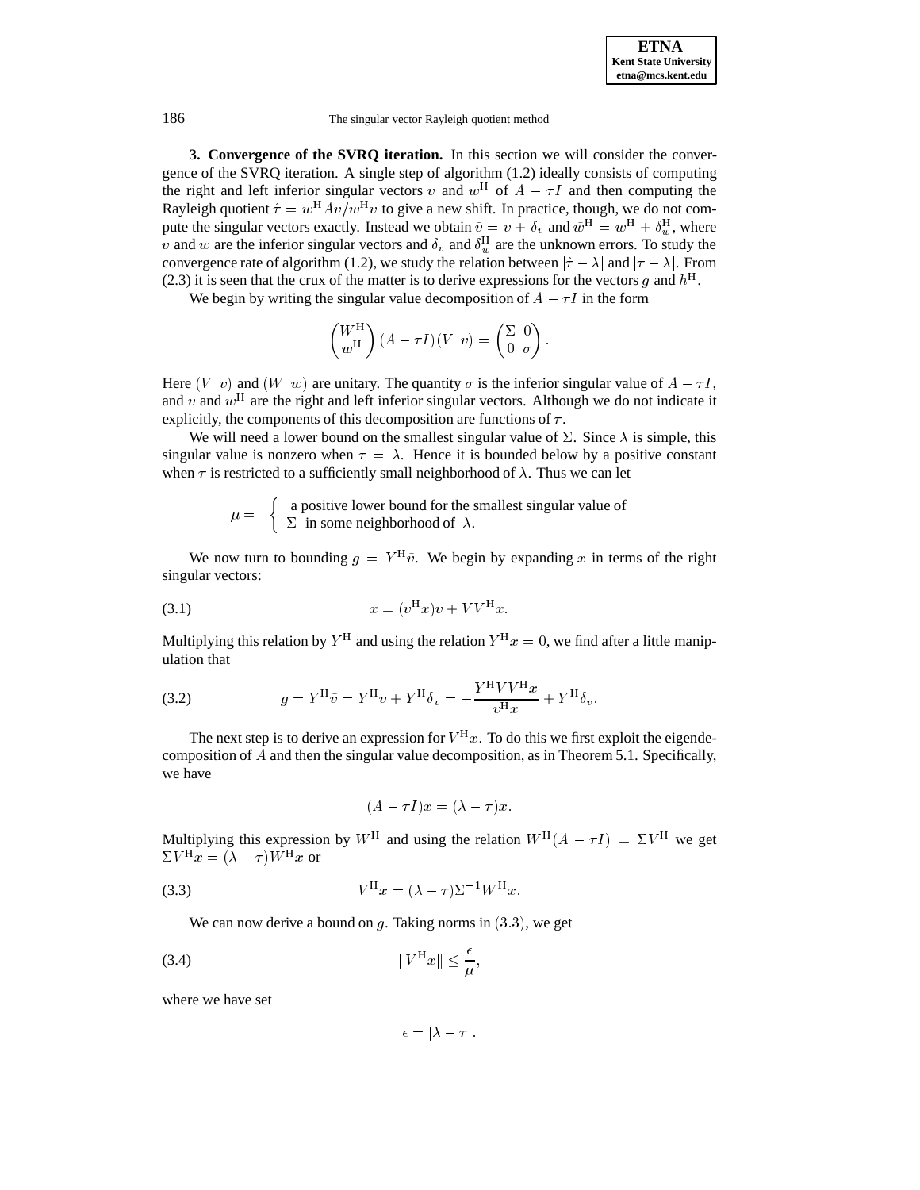**3. Convergence of the SVRQ iteration.** In this section we will consider the convergence of the SVRQ iteration. A single step of algorithm (1.2) ideally consists of computing the right and left inferior singular vectors $v$ and $w^{\mathrm{H}}$ of $A - \tau I$ and then computing the Rayleigh quotient $\hat{\tau} = w^{\mathrm{H}}Av/w^{\mathrm{H}}v$ to give a new shift. In practice, though, we do not compute the singular vectors exactly. Instead we obtain $\bar{v} = v + \delta_v$ and $\bar{w}^{\mathrm{H}} = w^{\mathrm{H}} + \delta_w^{\mathrm{H}}$, where $v$ and $w$ are the inferior singular vectors and $\delta_v$ and $\delta_w^{\mathrm{H}}$ are the unknown errors. To study the convergence rate of algorithm (1.2), we study the relation between $|\hat{\tau} - \lambda|$ and $|\tau - \lambda|$. From (2.3) it is seen that the crux of the matter is to derive expressions for the vectors $g$ and $h^{\mathrm{H}}$.

We begin by writing the singular value decomposition of $A - \tau I$ in the form

$$\begin{pmatrix} W^{\mathrm{H}} \\ w^{\mathrm{H}} \end{pmatrix} (A - \tau I)(V \;\; v) = \begin{pmatrix} \Sigma & 0 \\ 0 & \sigma \end{pmatrix}.$$

Here $(V \;\; v)$ and $(W \;\; w)$ are unitary. The quantity $\sigma$ is the inferior singular value of $A - \tau I$, and $v$ and $w^{\mathrm{H}}$ are the right and left inferior singular vectors. Although we do not indicate it explicitly, the components of this decomposition are functions of $\tau$.

We will need a lower bound on the smallest singular value of $\Sigma$. Since $\lambda$ is simple, this singular value is nonzero when $\tau = \lambda$. Hence it is bounded below by a positive constant when $\tau$ is restricted to a sufficiently small neighborhood of $\lambda$. Thus we can let

$$\mu = \begin{cases} \text{a positive lower bound for the smallest singular value of} \\ \Sigma \;\; \text{in some neighborhood of } \;\lambda. \end{cases}$$

We now turn to bounding $g = Y^{\mathrm{H}}\bar{v}$. We begin by expanding $x$ in terms of the right singular vectors:

$$x = (v^{\mathrm{H}}x)v + VV^{\mathrm{H}}x. \tag{3.1}$$

Multiplying this relation by $Y^{\mathrm{H}}$ and using the relation $Y^{\mathrm{H}}x = 0$, we find after a little manipulation that

$$g = Y^{\mathrm{H}}\bar{v} = Y^{\mathrm{H}}v + Y^{\mathrm{H}}\delta_v = -\frac{Y^{\mathrm{H}}VV^{\mathrm{H}}x}{v^{\mathrm{H}}x} + Y^{\mathrm{H}}\delta_v. \tag{3.2}$$

The next step is to derive an expression for $V^{\mathrm{H}}x$. To do this we first exploit the eigendecomposition of $A$ and then the singular value decomposition, as in Theorem 5.1. Specifically, we have

$$(A - \tau I)x = (\lambda - \tau)x.$$

Multiplying this expression by $W^{\mathrm{H}}$ and using the relation $W^{\mathrm{H}}(A - \tau I) = \Sigma V^{\mathrm{H}}$ we get $\Sigma V^{\mathrm{H}}x = (\lambda - \tau)W^{\mathrm{H}}x$ or

$$V^{\mathrm{H}}x = (\lambda - \tau)\Sigma^{-1}W^{\mathrm{H}}x. \tag{3.3}$$

We can now derive a bound on $g$. Taking norms in (3.3), we get

$$\|V^{\mathrm{H}}x\| \le \frac{\epsilon}{\mu}, \tag{3.4}$$

where we have set

$$\epsilon = |\lambda - \tau|.$$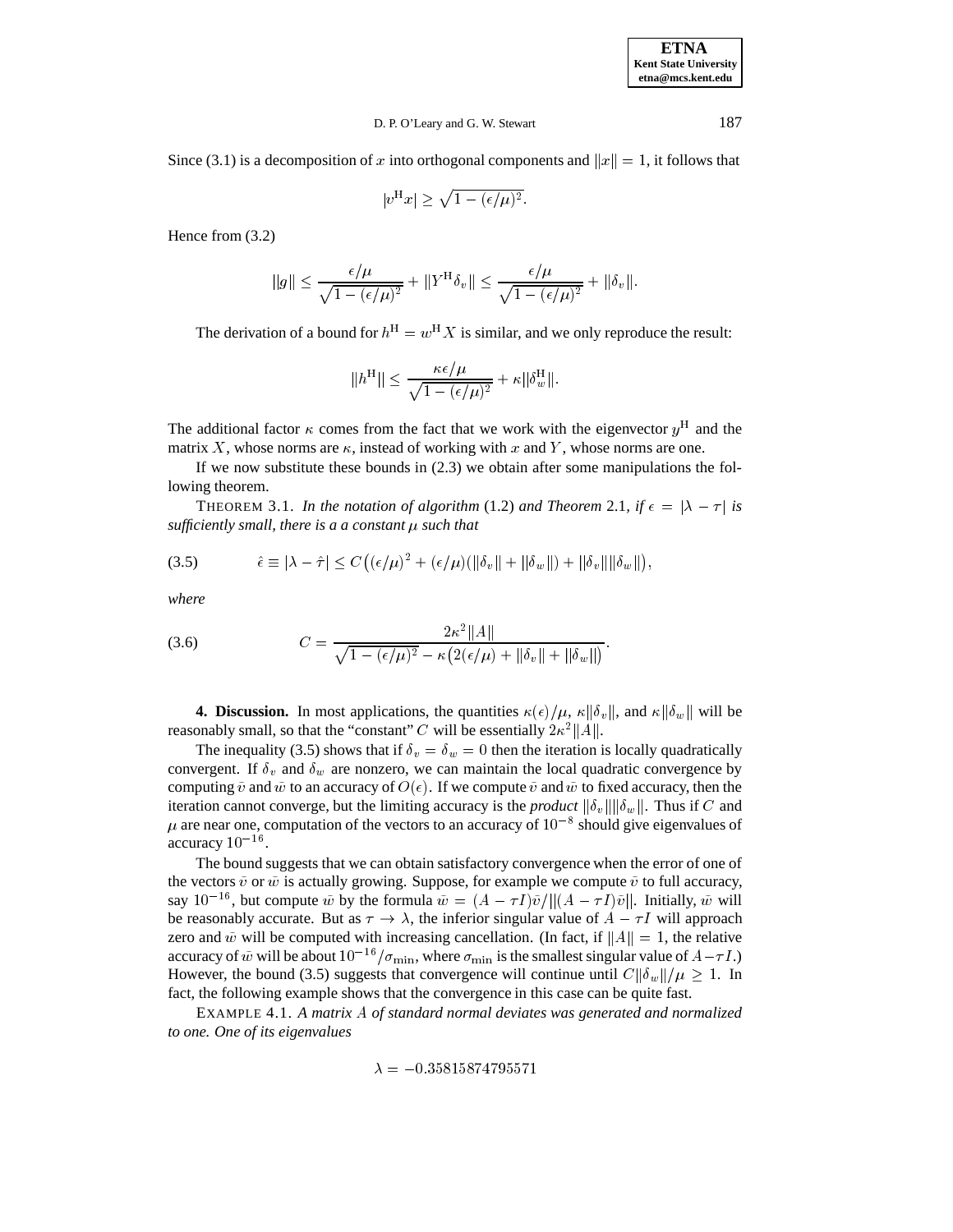Since (3.1) is a decomposition of $x$ into orthogonal components and $\|x\| = 1$, it follows that

$$|v^{\mathrm{H}}x| \geq \sqrt{1 - (\epsilon/\mu)^2}.$$

Hence from (3.2)

$$\|g\| \leq \frac{\epsilon/\mu}{\sqrt{1-(\epsilon/\mu)^2}} + \|Y^{\mathrm{H}}\delta_v\| \leq \frac{\epsilon/\mu}{\sqrt{1-(\epsilon/\mu)^2}} + \|\delta_v\|.$$

The derivation of a bound for $h^{\mathrm{H}} = w^{\mathrm{H}}X$ is similar, and we only reproduce the result:

$$\|h^{\mathrm{H}}\| \leq \frac{\kappa\epsilon/\mu}{\sqrt{1-(\epsilon/\mu)^2}} + \kappa\|\delta_w^{\mathrm{H}}\|.$$

The additional factor $\kappa$ comes from the fact that we work with the eigenvector $y^{\mathrm{H}}$ and the matrix $X$, whose norms are $\kappa$, instead of working with $x$ and $Y$, whose norms are one.

If we now substitute these bounds in (2.3) we obtain after some manipulations the following theorem.

THEOREM 3.1. *In the notation of algorithm* (1.2) *and Theorem* 2.1*, if $\epsilon = |\lambda - \tau|$ is sufficiently small, there is a a constant $\mu$ such that*

$$\hat{\epsilon} \equiv |\lambda - \hat{\tau}| \leq C\big((\epsilon/\mu)^2 + (\epsilon/\mu)(\|\delta_v\| + \|\delta_w\|) + \|\delta_v\|\|\delta_w\|\big), \tag{3.5}$$

*where*

$$C = \frac{2\kappa^2\|A\|}{\sqrt{1-(\epsilon/\mu)^2} - \kappa\big(2(\epsilon/\mu) + \|\delta_v\| + \|\delta_w\|\big)}. \tag{3.6}$$

**4. Discussion.** In most applications, the quantities $\kappa(\epsilon)/\mu$, $\kappa\|\delta_v\|$, and $\kappa\|\delta_w\|$ will be reasonably small, so that the "constant" $C$ will be essentially $2\kappa^2\|A\|$.

The inequality (3.5) shows that if $\delta_v = \delta_w = 0$ then the iteration is locally quadratically convergent. If $\delta_v$ and $\delta_w$ are nonzero, we can maintain the local quadratic convergence by computing $\bar{v}$ and $\bar{w}$ to an accuracy of $O(\epsilon)$. If we compute $\bar{v}$ and $\bar{w}$ to fixed accuracy, then the iteration cannot converge, but the limiting accuracy is the *product* $\|\delta_v\|\|\delta_w\|$. Thus if $C$ and $\mu$ are near one, computation of the vectors to an accuracy of $10^{-8}$ should give eigenvalues of accuracy $10^{-16}$.

The bound suggests that we can obtain satisfactory convergence when the error of one of the vectors $\bar{v}$ or $\bar{w}$ is actually growing. Suppose, for example we compute $\bar{v}$ to full accuracy, say $10^{-16}$, but compute $\bar{w}$ by the formula $\bar{w} = (A-\tau I)\bar{v}/\|(A-\tau I)\bar{v}\|$. Initially, $\bar{w}$ will be reasonably accurate. But as $\tau \to \lambda$, the inferior singular value of $A - \tau I$ will approach zero and $\bar{w}$ will be computed with increasing cancellation. (In fact, if $\|A\| = 1$, the relative accuracy of $\bar{w}$ will be about $10^{-16}/\sigma_{\min}$, where $\sigma_{\min}$ is the smallest singular value of $A - \tau I$.) However, the bound (3.5) suggests that convergence will continue until $C\|\delta_w\|/\mu \geq 1$. In fact, the following example shows that the convergence in this case can be quite fast.

EXAMPLE 4.1. *A matrix $A$ of standard normal deviates was generated and normalized to one. One of its eigenvalues*

$$\lambda = -0.35815874795571$$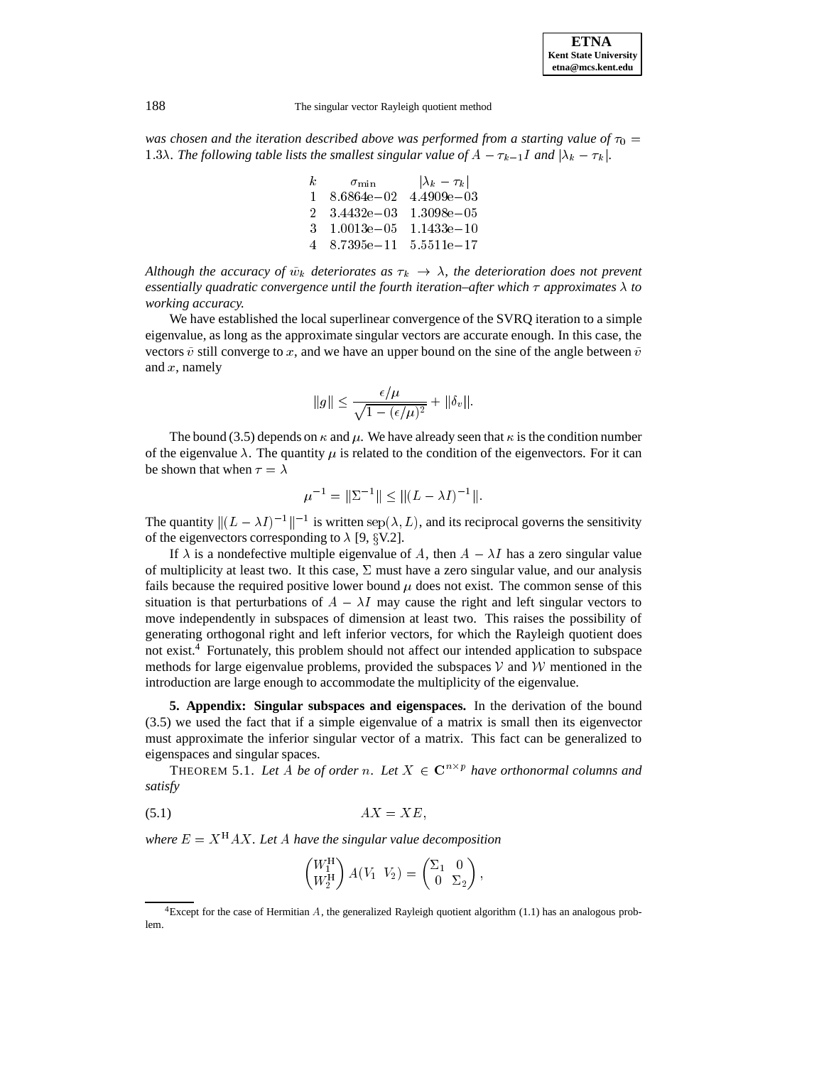*was chosen and the iteration described above was performed from a starting value of $\tau_0 = 1.3\lambda$. The following table lists the smallest singular value of $A - \tau_{k-1}I$ and $|\lambda_k - \tau_k|$.*

| $k$ | $\sigma_{\min}$ | $\lvert\lambda_k - \tau_k\rvert$ |
|---|---|---|
| 1 | 8.6864e−02 | 4.4909e−03 |
| 2 | 3.4432e−03 | 1.3098e−05 |
| 3 | 1.0013e−05 | 1.1433e−10 |
| 4 | 8.7395e−11 | 5.5511e−17 |

*Although the accuracy of $\bar{w}_k$ deteriorates as $\tau_k \to \lambda$, the deterioration does not prevent essentially quadratic convergence until the fourth iteration–after which $\tau$ approximates $\lambda$ to working accuracy.*

We have established the local superlinear convergence of the SVRQ iteration to a simple eigenvalue, as long as the approximate singular vectors are accurate enough. In this case, the vectors $\bar{v}$ still converge to $x$, and we have an upper bound on the sine of the angle between $\bar{v}$ and $x$, namely

$$\|g\| \le \frac{\epsilon/\mu}{\sqrt{1-(\epsilon/\mu)^2}} + \|\delta_v\|.$$

The bound (3.5) depends on $\kappa$ and $\mu$. We have already seen that $\kappa$ is the condition number of the eigenvalue $\lambda$. The quantity $\mu$ is related to the condition of the eigenvectors. For it can be shown that when $\tau = \lambda$

$$\mu^{-1} = \|\Sigma^{-1}\| \le \|(L - \lambda I)^{-1}\|.$$

The quantity $\|(L-\lambda I)^{-1}\|^{-1}$ is written $\mathrm{sep}(\lambda, L)$, and its reciprocal governs the sensitivity of the eigenvectors corresponding to $\lambda$ [9, §V.2].

If $\lambda$ is a nondefective multiple eigenvalue of $A$, then $A - \lambda I$ has a zero singular value of multiplicity at least two. It this case, $\Sigma$ must have a zero singular value, and our analysis fails because the required positive lower bound $\mu$ does not exist. The common sense of this situation is that perturbations of $A - \lambda I$ may cause the right and left singular vectors to move independently in subspaces of dimension at least two. This raises the possibility of generating orthogonal right and left inferior vectors, for which the Rayleigh quotient does not exist.[4] Fortunately, this problem should not affect our intended application to subspace methods for large eigenvalue problems, provided the subspaces $\mathcal{V}$ and $\mathcal{W}$ mentioned in the introduction are large enough to accommodate the multiplicity of the eigenvalue.

**5. Appendix: Singular subspaces and eigenspaces.** In the derivation of the bound (3.5) we used the fact that if a simple eigenvalue of a matrix is small then its eigenvector must approximate the inferior singular vector of a matrix. This fact can be generalized to eigenspaces and singular spaces.

THEOREM 5.1. *Let $A$ be of order $n$. Let $X \in \mathbf{C}^{n\times p}$ have orthonormal columns and satisfy*

$$AX = XE, \tag{5.1}$$

*where $E = X^{\mathrm{H}}AX$. Let $A$ have the singular value decomposition*

$$\begin{pmatrix} W_1^{\mathrm{H}} \\ W_2^{\mathrm{H}} \end{pmatrix} A (V_1 \;\; V_2) = \begin{pmatrix} \Sigma_1 & 0 \\ 0 & \Sigma_2 \end{pmatrix},$$

[4] Except for the case of Hermitian $A$, the generalized Rayleigh quotient algorithm (1.1) has an analogous problem.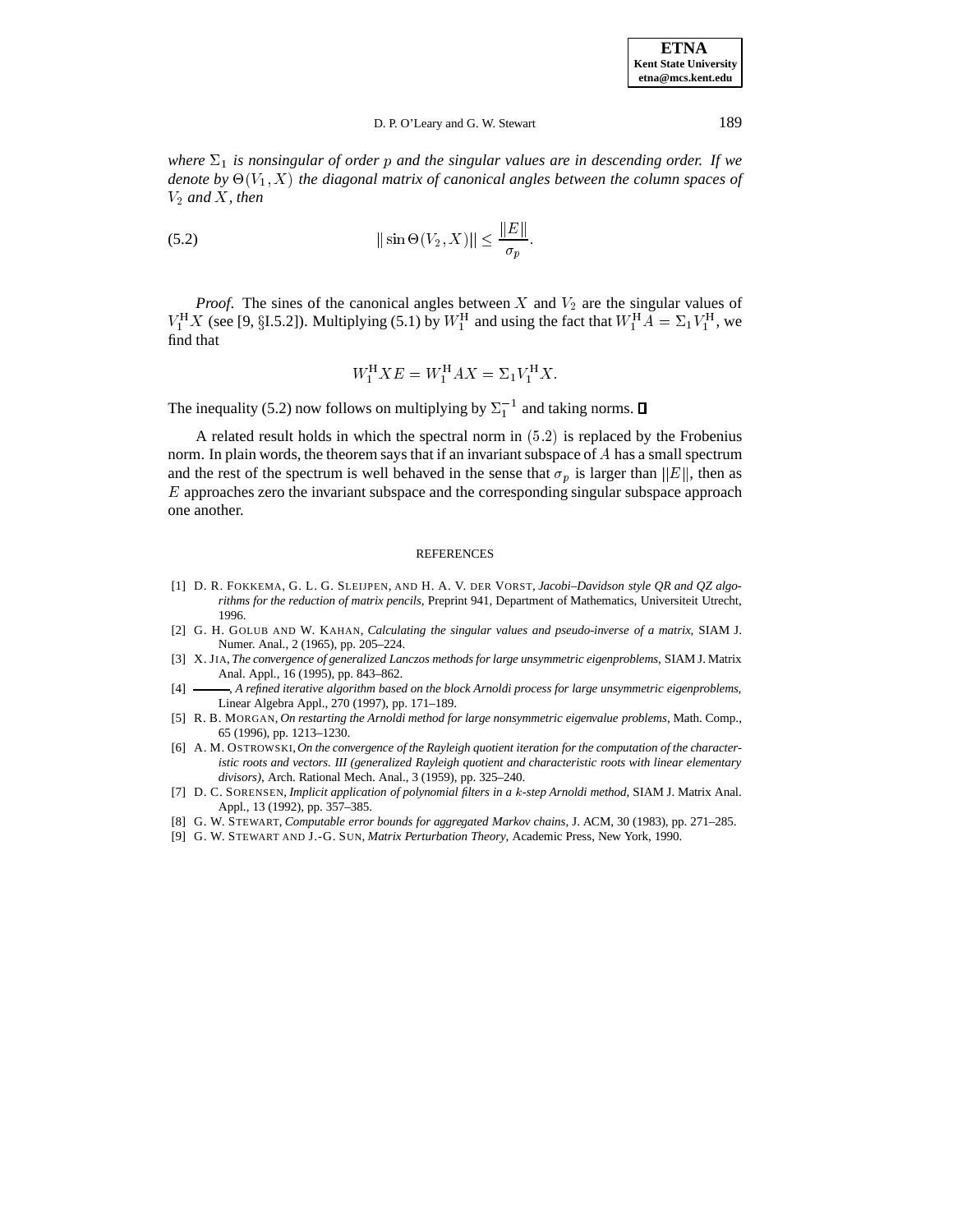*where $\Sigma_1$ is nonsingular of order $p$ and the singular values are in descending order. If we denote by $\Theta(V_1, X)$ the diagonal matrix of canonical angles between the column spaces of $V_2$ and $X$, then*

$$\|\sin\Theta(V_2, X)\| \leq \frac{\|E\|}{\sigma_p}. \tag{5.2}$$

*Proof.* The sines of the canonical angles between $X$ and $V_2$ are the singular values of $V_1^{\mathrm{H}}X$ (see [9, §I.5.2]). Multiplying (5.1) by $W_1^{\mathrm{H}}$ and using the fact that $W_1^{\mathrm{H}}A = \Sigma_1 V_1^{\mathrm{H}}$, we find that

$$W_1^{\mathrm{H}}XE = W_1^{\mathrm{H}}AX = \Sigma_1 V_1^{\mathrm{H}}X.$$

The inequality (5.2) now follows on multiplying by $\Sigma_1^{-1}$ and taking norms. ∎

A related result holds in which the spectral norm in (5.2) is replaced by the Frobenius norm. In plain words, the theorem says that if an invariant subspace of $A$ has a small spectrum and the rest of the spectrum is well behaved in the sense that $\sigma_p$ is larger than $\|E\|$, then as $E$ approaches zero the invariant subspace and the corresponding singular subspace approach one another.

## REFERENCES

[1] D. R. Fokkema, G. L. G. Sleijpen, and H. A. V. der Vorst, *Jacobi–Davidson style QR and QZ algorithms for the reduction of matrix pencils*, Preprint 941, Department of Mathematics, Universiteit Utrecht, 1996.

[2] G. H. Golub and W. Kahan, *Calculating the singular values and pseudo-inverse of a matrix*, SIAM J. Numer. Anal., 2 (1965), pp. 205–224.

[3] X. Jia, *The convergence of generalized Lanczos methods for large unsymmetric eigenproblems*, SIAM J. Matrix Anal. Appl., 16 (1995), pp. 843–862.

[4] ———, *A refined iterative algorithm based on the block Arnoldi process for large unsymmetric eigenproblems*, Linear Algebra Appl., 270 (1997), pp. 171–189.

[5] R. B. Morgan, *On restarting the Arnoldi method for large nonsymmetric eigenvalue problems*, Math. Comp., 65 (1996), pp. 1213–1230.

[6] A. M. Ostrowski, *On the convergence of the Rayleigh quotient iteration for the computation of the characteristic roots and vectors. III (generalized Rayleigh quotient and characteristic roots with linear elementary divisors)*, Arch. Rational Mech. Anal., 3 (1959), pp. 325–240.

[7] D. C. Sorensen, *Implicit application of polynomial filters in a $k$-step Arnoldi method*, SIAM J. Matrix Anal. Appl., 13 (1992), pp. 357–385.

[8] G. W. Stewart, *Computable error bounds for aggregated Markov chains*, J. ACM, 30 (1983), pp. 271–285.

[9] G. W. Stewart and J.-G. Sun, *Matrix Perturbation Theory*, Academic Press, New York, 1990.